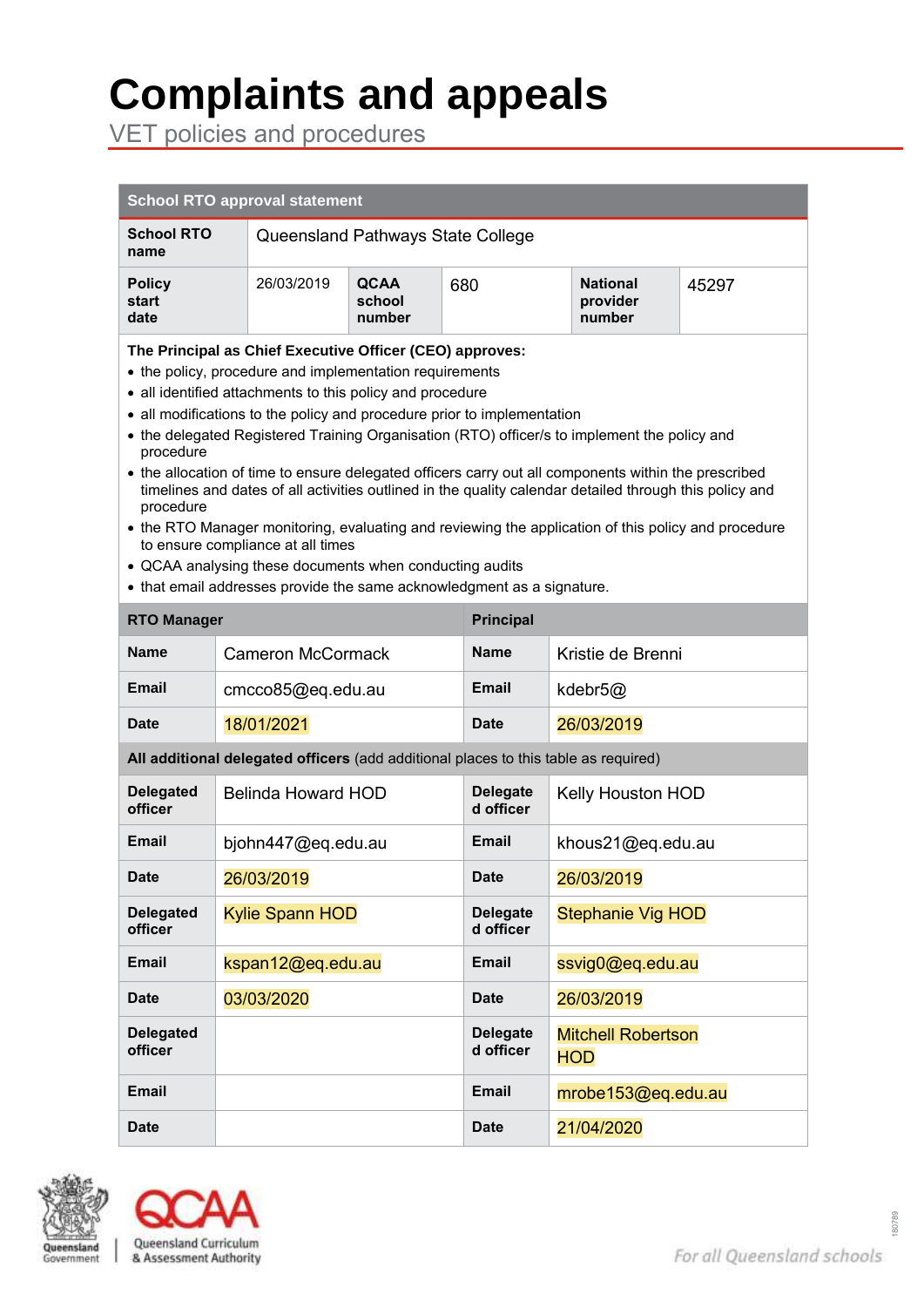# Complaints and appeals

VET policies and procedures

| School RTO approval statement | | | | | | |
|---|---|---|---|---|---|---|
| **School RTO name** | Queensland Pathways State College | | | | | |
| **Policy start date** | 26/03/2019 | **QCAA school number** | 680 | **National provider number** | 45297 | |

**The Principal as Chief Executive Officer (CEO) approves:**

- the policy, procedure and implementation requirements
- all identified attachments to this policy and procedure
- all modifications to the policy and procedure prior to implementation
- the delegated Registered Training Organisation (RTO) officer/s to implement the policy and procedure
- the allocation of time to ensure delegated officers carry out all components within the prescribed timelines and dates of all activities outlined in the quality calendar detailed through this policy and procedure
- the RTO Manager monitoring, evaluating and reviewing the application of this policy and procedure to ensure compliance at all times
- QCAA analysing these documents when conducting audits
- that email addresses provide the same acknowledgment as a signature.

| **RTO Manager** | | **Principal** | |
|---|---|---|---|
| **Name** | Cameron McCormack | **Name** | Kristie de Brenni |
| **Email** | cmcco85@eq.edu.au | **Email** | kdebr5@ |
| **Date** | 18/01/2021 | **Date** | 26/03/2019 |
| **All additional delegated officers** (add additional places to this table as required) | | | |
| **Delegated officer** | Belinda Howard HOD | **Delegated officer** | Kelly Houston HOD |
| **Email** | bjohn447@eq.edu.au | **Email** | khous21@eq.edu.au |
| **Date** | 26/03/2019 | **Date** | 26/03/2019 |
| **Delegated officer** | Kylie Spann HOD | **Delegated officer** | Stephanie Vig HOD |
| **Email** | kspan12@eq.edu.au | **Email** | ssvig0@eq.edu.au |
| **Date** | 03/03/2020 | **Date** | 26/03/2019 |
| **Delegated officer** | | **Delegated officer** | Mitchell Robertson HOD |
| **Email** | | **Email** | mrobe153@eq.edu.au |
| **Date** | | **Date** | 21/04/2020 |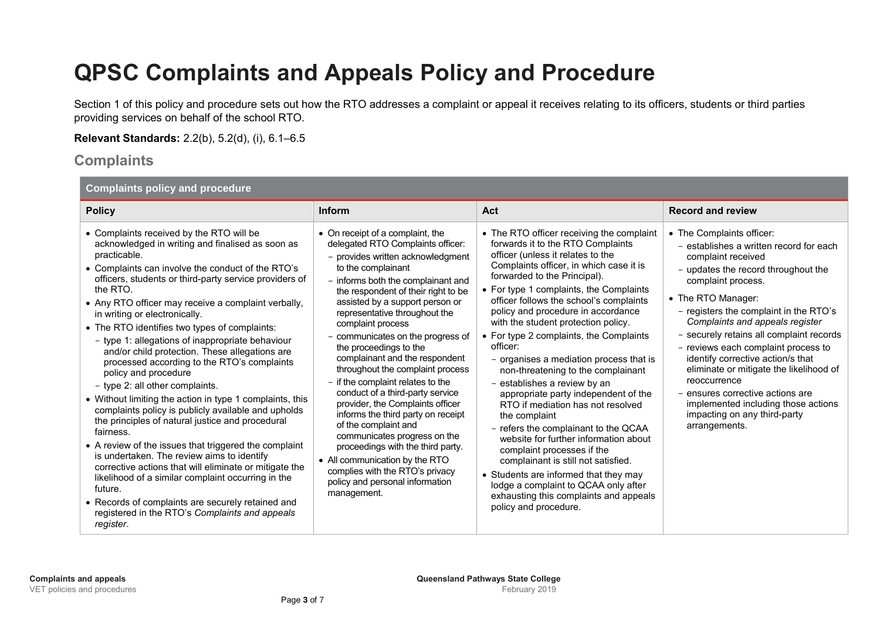# QPSC Complaints and Appeals Policy and Procedure

Section 1 of this policy and procedure sets out how the RTO addresses a complaint or appeal it receives relating to its officers, students or third parties providing services on behalf of the school RTO.

**Relevant Standards:** 2.2(b), 5.2(d), (i), 6.1–6.5

## Complaints

**Complaints policy and procedure**

| Policy | Inform | Act | Record and review |
|---|---|---|---|
| • Complaints received by the RTO will be acknowledged in writing and finalised as soon as practicable.<br>• Complaints can involve the conduct of the RTO's officers, students or third-party service providers of the RTO.<br>• Any RTO officer may receive a complaint verbally, in writing or electronically.<br>• The RTO identifies two types of complaints:<br>  - type 1: allegations of inappropriate behaviour and/or child protection. These allegations are processed according to the RTO's complaints policy and procedure<br>  - type 2: all other complaints.<br>• Without limiting the action in type 1 complaints, this complaints policy is publicly available and upholds the principles of natural justice and procedural fairness.<br>• A review of the issues that triggered the complaint is undertaken. The review aims to identify corrective actions that will eliminate or mitigate the likelihood of a similar complaint occurring in the future.<br>• Records of complaints are securely retained and registered in the RTO's *Complaints and appeals register*. | • On receipt of a complaint, the delegated RTO Complaints officer:<br>  - provides written acknowledgment to the complainant<br>  - informs both the complainant and the respondent of their right to be assisted by a support person or representative throughout the complaint process<br>  - communicates on the progress of the proceedings to the complainant and the respondent throughout the complaint process<br>  - if the complaint relates to the conduct of a third-party service provider, the Complaints officer informs the third party on receipt of the complaint and communicates progress on the proceedings with the third party.<br>• All communication by the RTO complies with the RTO's privacy policy and personal information management. | • The RTO officer receiving the complaint forwards it to the RTO Complaints officer (unless it relates to the Complaints officer, in which case it is forwarded to the Principal).<br>• For type 1 complaints, the Complaints officer follows the school's complaints policy and procedure in accordance with the student protection policy.<br>• For type 2 complaints, the Complaints officer:<br>  - organises a mediation process that is non-threatening to the complainant<br>  - establishes a review by an appropriate party independent of the RTO if mediation has not resolved the complaint<br>  - refers the complainant to the QCAA website for further information about complaint processes if the complainant is still not satisfied.<br>• Students are informed that they may lodge a complaint to QCAA only after exhausting this complaints and appeals policy and procedure. | • The Complaints officer:<br>  - establishes a written record for each complaint received<br>  - updates the record throughout the complaint process.<br>• The RTO Manager:<br>  - registers the complaint in the RTO's *Complaints and appeals register*<br>  - securely retains all complaint records<br>  - reviews each complaint process to identify corrective action/s that eliminate or mitigate the likelihood of reoccurrence<br>  - ensures corrective actions are implemented including those actions impacting on any third-party arrangements. |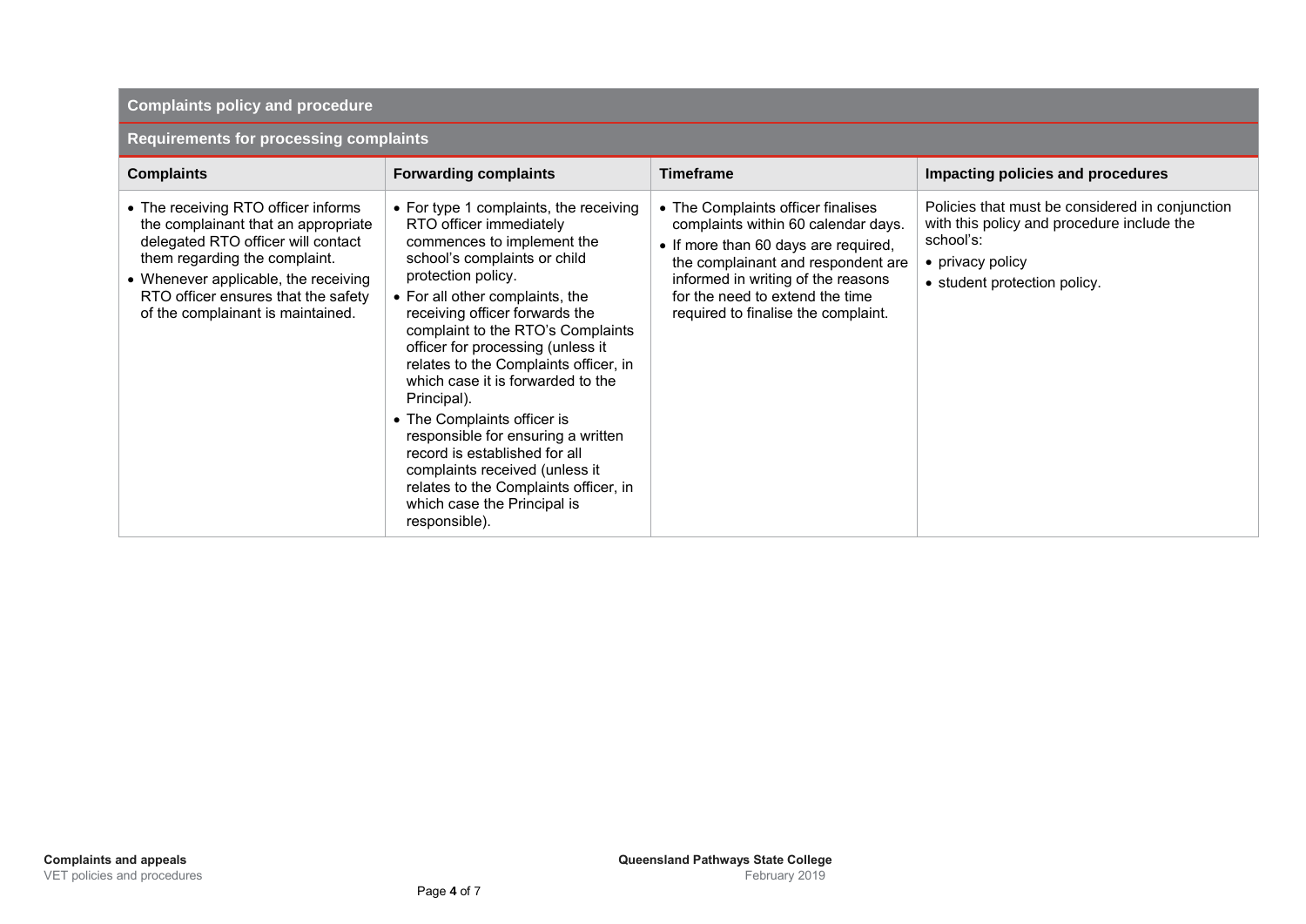| Complaints policy and procedure | | | |
|---|---|---|---|
| **Requirements for processing complaints** | | | |
| **Complaints** | **Forwarding complaints** | **Timeframe** | **Impacting policies and procedures** |
| • The receiving RTO officer informs the complainant that an appropriate delegated RTO officer will contact them regarding the complaint.<br>• Whenever applicable, the receiving RTO officer ensures that the safety of the complainant is maintained. | • For type 1 complaints, the receiving RTO officer immediately commences to implement the school's complaints or child protection policy.<br>• For all other complaints, the receiving officer forwards the complaint to the RTO's Complaints officer for processing (unless it relates to the Complaints officer, in which case it is forwarded to the Principal).<br>• The Complaints officer is responsible for ensuring a written record is established for all complaints received (unless it relates to the Complaints officer, in which case the Principal is responsible). | • The Complaints officer finalises complaints within 60 calendar days.<br>• If more than 60 days are required, the complainant and respondent are informed in writing of the reasons for the need to extend the time required to finalise the complaint. | Policies that must be considered in conjunction with this policy and procedure include the school's:<br>• privacy policy<br>• student protection policy. |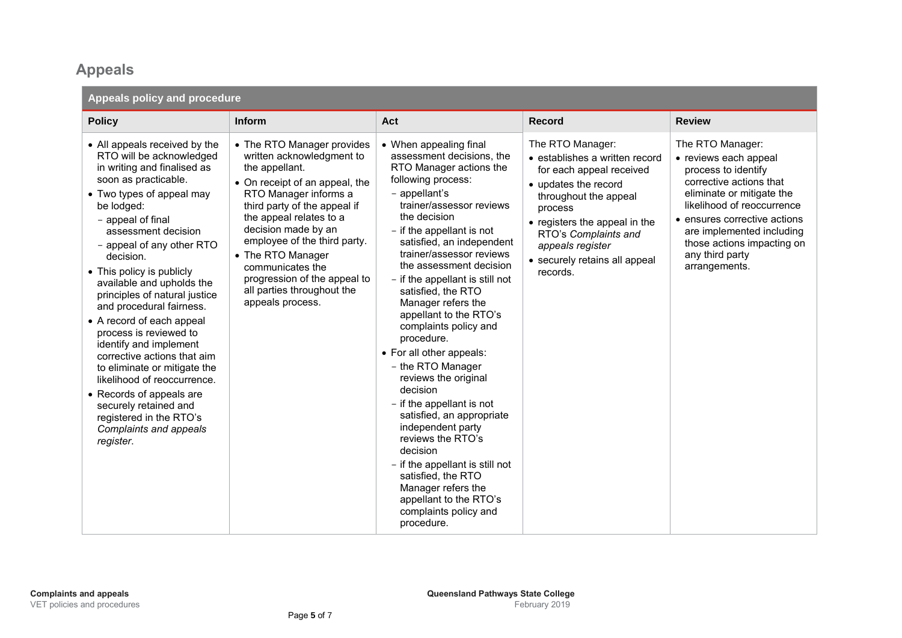## Appeals

| Appeals policy and procedure | | | | |
|---|---|---|---|---|
| **Policy** | **Inform** | **Act** | **Record** | **Review** |
| • All appeals received by the RTO will be acknowledged in writing and finalised as soon as practicable.<br>• Two types of appeal may be lodged:<br>– appeal of final assessment decision<br>– appeal of any other RTO decision.<br>• This policy is publicly available and upholds the principles of natural justice and procedural fairness.<br>• A record of each appeal process is reviewed to identify and implement corrective actions that aim to eliminate or mitigate the likelihood of reoccurrence.<br>• Records of appeals are securely retained and registered in the RTO's *Complaints and appeals register*. | • The RTO Manager provides written acknowledgment to the appellant.<br>• On receipt of an appeal, the RTO Manager informs a third party of the appeal if the appeal relates to a decision made by an employee of the third party.<br>• The RTO Manager communicates the progression of the appeal to all parties throughout the appeals process. | • When appealing final assessment decisions, the RTO Manager actions the following process:<br>– appellant's trainer/assessor reviews the decision<br>– if the appellant is not satisfied, an independent trainer/assessor reviews the assessment decision<br>– if the appellant is still not satisfied, the RTO Manager refers the appellant to the RTO's complaints policy and procedure.<br>• For all other appeals:<br>– the RTO Manager reviews the original decision<br>– if the appellant is not satisfied, an appropriate independent party reviews the RTO's decision<br>– if the appellant is still not satisfied, the RTO Manager refers the appellant to the RTO's complaints policy and procedure. | The RTO Manager:<br>• establishes a written record for each appeal received<br>• updates the record throughout the appeal process<br>• registers the appeal in the RTO's *Complaints and appeals register*<br>• securely retains all appeal records. | The RTO Manager:<br>• reviews each appeal process to identify corrective actions that eliminate or mitigate the likelihood of reoccurrence<br>• ensures corrective actions are implemented including those actions impacting on any third party arrangements. |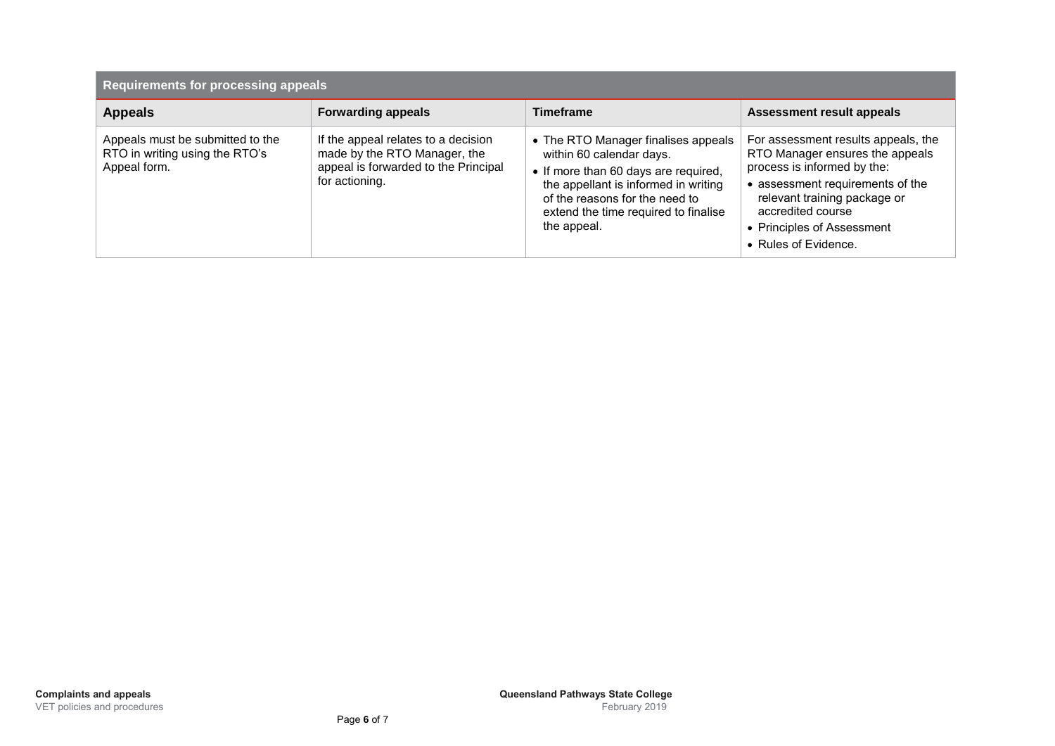| Requirements for processing appeals | | | |
| --- | --- | --- | --- |
| **Appeals** | **Forwarding appeals** | **Timeframe** | **Assessment result appeals** |
| Appeals must be submitted to the RTO in writing using the RTO's Appeal form. | If the appeal relates to a decision made by the RTO Manager, the appeal is forwarded to the Principal for actioning. | • The RTO Manager finalises appeals within 60 calendar days.<br>• If more than 60 days are required, the appellant is informed in writing of the reasons for the need to extend the time required to finalise the appeal. | For assessment results appeals, the RTO Manager ensures the appeals process is informed by the:<br>• assessment requirements of the relevant training package or accredited course<br>• Principles of Assessment<br>• Rules of Evidence. |